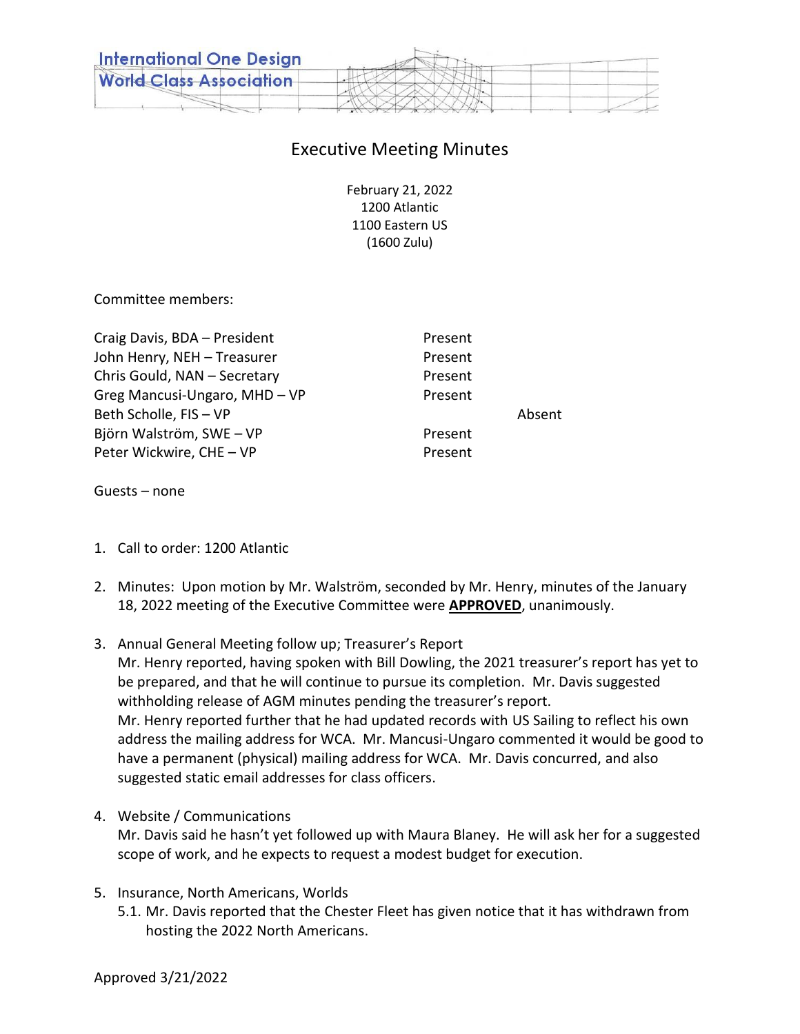International One Design
World Class Association

# Executive Meeting Minutes

February 21, 2022
1200 Atlantic
1100 Eastern US
(1600 Zulu)

Committee members:

| | | |
|---|---|---|
| Craig Davis, BDA – President | Present | |
| John Henry, NEH – Treasurer | Present | |
| Chris Gould, NAN – Secretary | Present | |
| Greg Mancusi-Ungaro, MHD – VP | Present | |
| Beth Scholle, FIS – VP | | Absent |
| Björn Walström, SWE – VP | Present | |
| Peter Wickwire, CHE – VP | Present | |

Guests – none

1. Call to order: 1200 Atlantic

2. Minutes: Upon motion by Mr. Walström, seconded by Mr. Henry, minutes of the January 18, 2022 meeting of the Executive Committee were **APPROVED**, unanimously.

3. Annual General Meeting follow up; Treasurer's Report
   Mr. Henry reported, having spoken with Bill Dowling, the 2021 treasurer's report has yet to be prepared, and that he will continue to pursue its completion. Mr. Davis suggested withholding release of AGM minutes pending the treasurer's report.
   Mr. Henry reported further that he had updated records with US Sailing to reflect his own address the mailing address for WCA. Mr. Mancusi-Ungaro commented it would be good to have a permanent (physical) mailing address for WCA. Mr. Davis concurred, and also suggested static email addresses for class officers.

4. Website / Communications
   Mr. Davis said he hasn't yet followed up with Maura Blaney. He will ask her for a suggested scope of work, and he expects to request a modest budget for execution.

5. Insurance, North Americans, Worlds
   5.1. Mr. Davis reported that the Chester Fleet has given notice that it has withdrawn from hosting the 2022 North Americans.

Approved 3/21/2022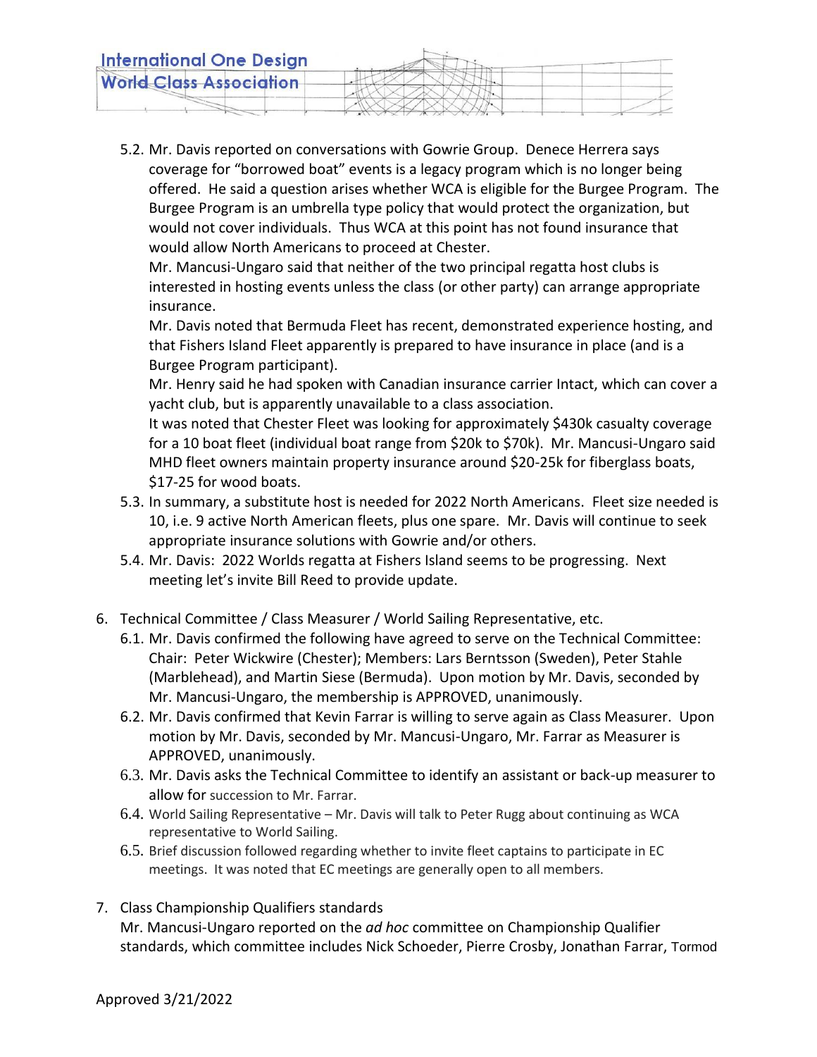5.2. Mr. Davis reported on conversations with Gowrie Group. Denece Herrera says coverage for "borrowed boat" events is a legacy program which is no longer being offered. He said a question arises whether WCA is eligible for the Burgee Program. The Burgee Program is an umbrella type policy that would protect the organization, but would not cover individuals. Thus WCA at this point has not found insurance that would allow North Americans to proceed at Chester.

Mr. Mancusi-Ungaro said that neither of the two principal regatta host clubs is interested in hosting events unless the class (or other party) can arrange appropriate insurance.

Mr. Davis noted that Bermuda Fleet has recent, demonstrated experience hosting, and that Fishers Island Fleet apparently is prepared to have insurance in place (and is a Burgee Program participant).

Mr. Henry said he had spoken with Canadian insurance carrier Intact, which can cover a yacht club, but is apparently unavailable to a class association.

It was noted that Chester Fleet was looking for approximately $430k casualty coverage for a 10 boat fleet (individual boat range from $20k to $70k). Mr. Mancusi-Ungaro said MHD fleet owners maintain property insurance around $20-25k for fiberglass boats, $17-25 for wood boats.

5.3. In summary, a substitute host is needed for 2022 North Americans. Fleet size needed is 10, i.e. 9 active North American fleets, plus one spare. Mr. Davis will continue to seek appropriate insurance solutions with Gowrie and/or others.

5.4. Mr. Davis: 2022 Worlds regatta at Fishers Island seems to be progressing. Next meeting let's invite Bill Reed to provide update.

6. Technical Committee / Class Measurer / World Sailing Representative, etc.

6.1. Mr. Davis confirmed the following have agreed to serve on the Technical Committee: Chair: Peter Wickwire (Chester); Members: Lars Berntsson (Sweden), Peter Stahle (Marblehead), and Martin Siese (Bermuda). Upon motion by Mr. Davis, seconded by Mr. Mancusi-Ungaro, the membership is APPROVED, unanimously.

6.2. Mr. Davis confirmed that Kevin Farrar is willing to serve again as Class Measurer. Upon motion by Mr. Davis, seconded by Mr. Mancusi-Ungaro, Mr. Farrar as Measurer is APPROVED, unanimously.

6.3. Mr. Davis asks the Technical Committee to identify an assistant or back-up measurer to allow for succession to Mr. Farrar.

6.4. World Sailing Representative – Mr. Davis will talk to Peter Rugg about continuing as WCA representative to World Sailing.

6.5. Brief discussion followed regarding whether to invite fleet captains to participate in EC meetings. It was noted that EC meetings are generally open to all members.

7. Class Championship Qualifiers standards

Mr. Mancusi-Ungaro reported on the *ad hoc* committee on Championship Qualifier standards, which committee includes Nick Schoeder, Pierre Crosby, Jonathan Farrar, Tormod

Approved 3/21/2022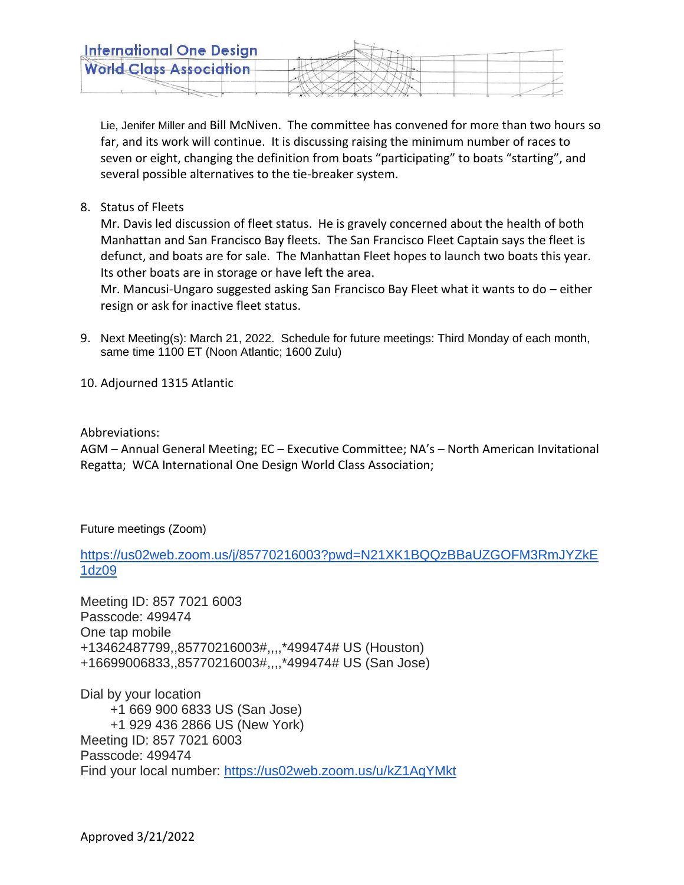Lie, Jenifer Miller and Bill McNiven. The committee has convened for more than two hours so far, and its work will continue. It is discussing raising the minimum number of races to seven or eight, changing the definition from boats "participating" to boats "starting", and several possible alternatives to the tie-breaker system.

8. Status of Fleets
   Mr. Davis led discussion of fleet status. He is gravely concerned about the health of both Manhattan and San Francisco Bay fleets. The San Francisco Fleet Captain says the fleet is defunct, and boats are for sale. The Manhattan Fleet hopes to launch two boats this year. Its other boats are in storage or have left the area.
   Mr. Mancusi-Ungaro suggested asking San Francisco Bay Fleet what it wants to do – either resign or ask for inactive fleet status.

9. Next Meeting(s): March 21, 2022. Schedule for future meetings: Third Monday of each month, same time 1100 ET (Noon Atlantic; 1600 Zulu)

10. Adjourned 1315 Atlantic

Abbreviations:
AGM – Annual General Meeting; EC – Executive Committee; NA's – North American Invitational Regatta; WCA International One Design World Class Association;

Future meetings (Zoom)

https://us02web.zoom.us/j/85770216003?pwd=N21XK1BQQzBBaUZGOFM3RmJYZkE1dz09

Meeting ID: 857 7021 6003
Passcode: 499474
One tap mobile
+13462487799,,85770216003#,,,,*499474# US (Houston)
+16699006833,,85770216003#,,,,*499474# US (San Jose)

Dial by your location
    +1 669 900 6833 US (San Jose)
    +1 929 436 2866 US (New York)
Meeting ID: 857 7021 6003
Passcode: 499474
Find your local number: https://us02web.zoom.us/u/kZ1AqYMkt

Approved 3/21/2022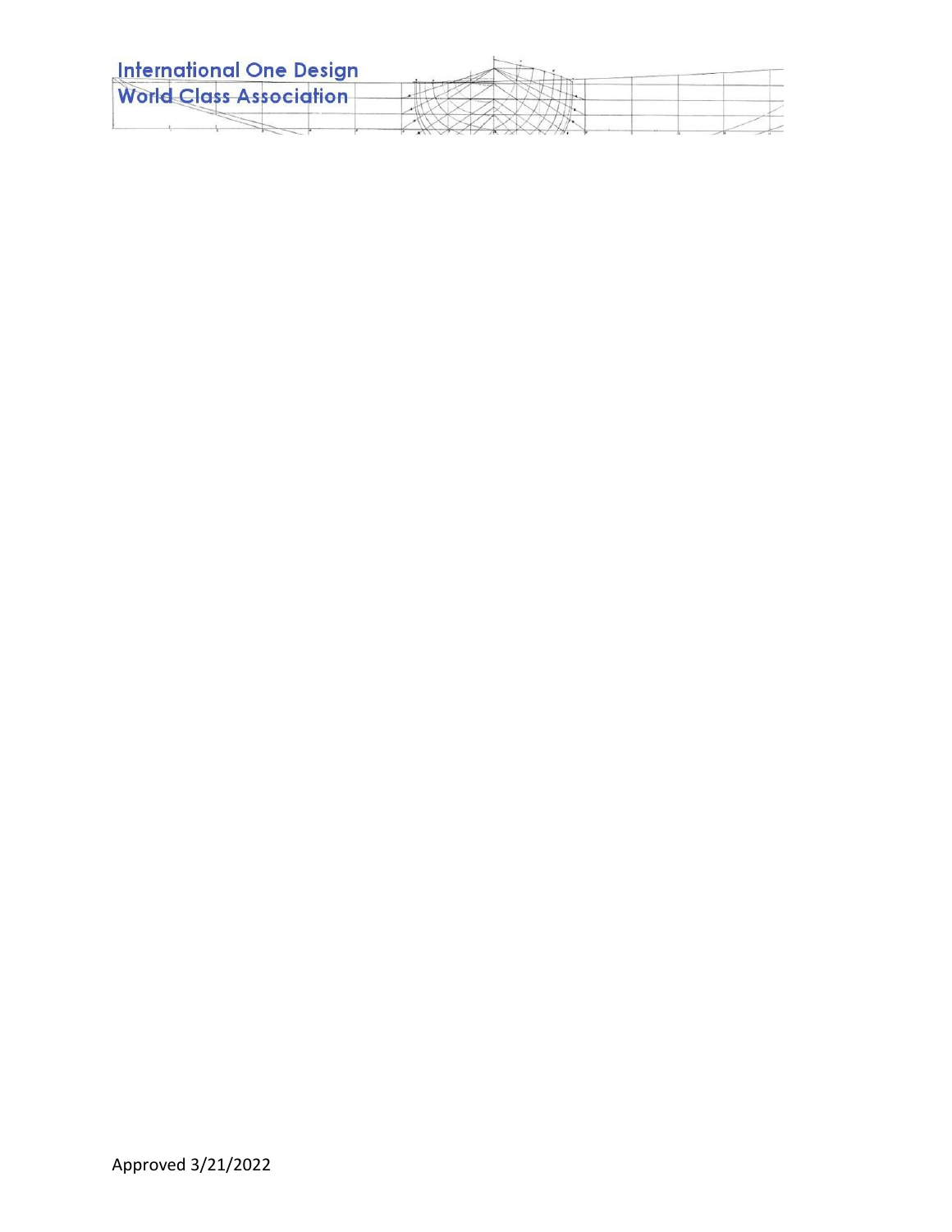Approved 3/21/2022